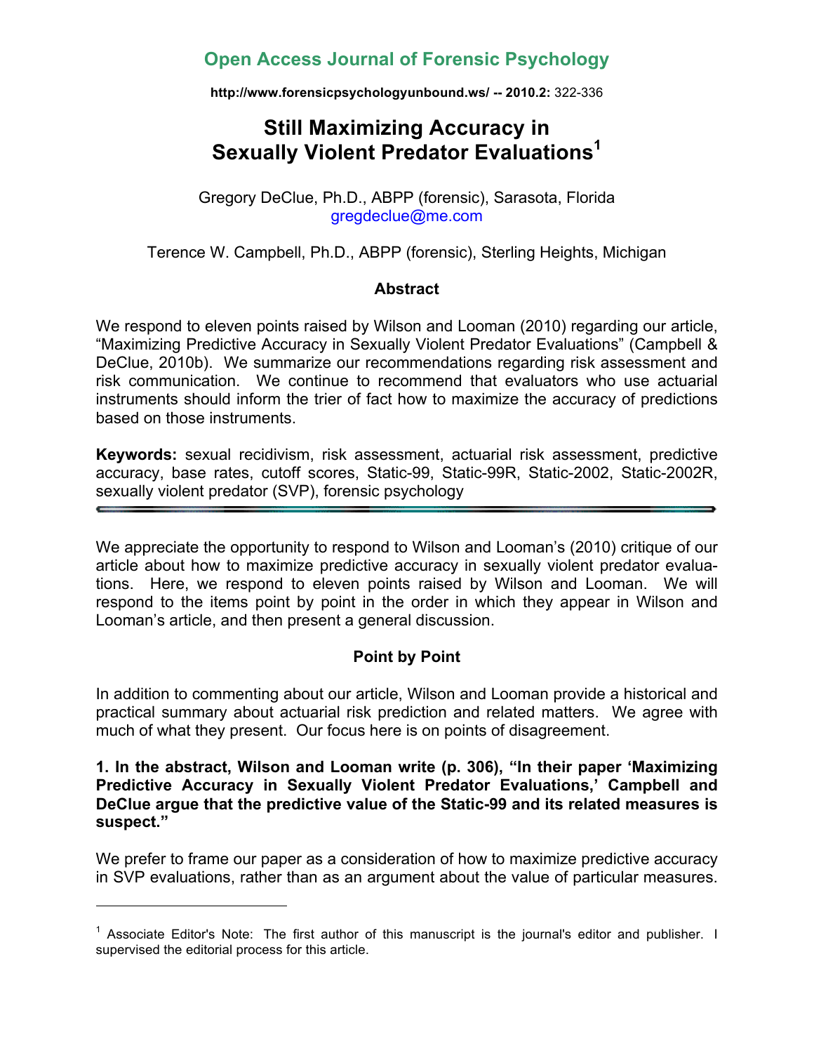**Open Access Journal of Forensic Psychology**

**http://www.forensicpsychologyunbound.ws/ -- 2010.2:** 322-336

# Still Maximizing Accuracy in Sexually Violent Predator Evaluations[1]

Gregory DeClue, Ph.D., ABPP (forensic), Sarasota, Florida
gregdeclue@me.com

Terence W. Campbell, Ph.D., ABPP (forensic), Sterling Heights, Michigan

## Abstract

We respond to eleven points raised by Wilson and Looman (2010) regarding our article, "Maximizing Predictive Accuracy in Sexually Violent Predator Evaluations" (Campbell & DeClue, 2010b). We summarize our recommendations regarding risk assessment and risk communication. We continue to recommend that evaluators who use actuarial instruments should inform the trier of fact how to maximize the accuracy of predictions based on those instruments.

**Keywords:** sexual recidivism, risk assessment, actuarial risk assessment, predictive accuracy, base rates, cutoff scores, Static-99, Static-99R, Static-2002, Static-2002R, sexually violent predator (SVP), forensic psychology

---

We appreciate the opportunity to respond to Wilson and Looman's (2010) critique of our article about how to maximize predictive accuracy in sexually violent predator evaluations. Here, we respond to eleven points raised by Wilson and Looman. We will respond to the items point by point in the order in which they appear in Wilson and Looman's article, and then present a general discussion.

## Point by Point

In addition to commenting about our article, Wilson and Looman provide a historical and practical summary about actuarial risk prediction and related matters. We agree with much of what they present. Our focus here is on points of disagreement.

**1. In the abstract, Wilson and Looman write (p. 306), "In their paper 'Maximizing Predictive Accuracy in Sexually Violent Predator Evaluations,' Campbell and DeClue argue that the predictive value of the Static-99 and its related measures is suspect."**

We prefer to frame our paper as a consideration of how to maximize predictive accuracy in SVP evaluations, rather than as an argument about the value of particular measures.

---

[1] Associate Editor's Note: The first author of this manuscript is the journal's editor and publisher. I supervised the editorial process for this article.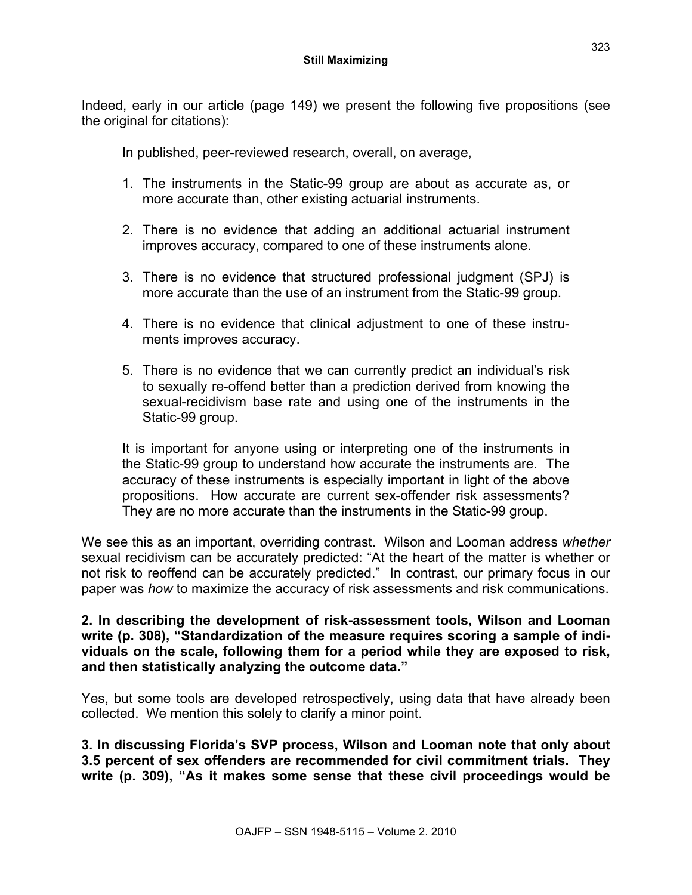Indeed, early in our article (page 149) we present the following five propositions (see the original for citations):

> In published, peer-reviewed research, overall, on average,
>
> 1. The instruments in the Static-99 group are about as accurate as, or more accurate than, other existing actuarial instruments.
> 2. There is no evidence that adding an additional actuarial instrument improves accuracy, compared to one of these instruments alone.
> 3. There is no evidence that structured professional judgment (SPJ) is more accurate than the use of an instrument from the Static-99 group.
> 4. There is no evidence that clinical adjustment to one of these instruments improves accuracy.
> 5. There is no evidence that we can currently predict an individual's risk to sexually re-offend better than a prediction derived from knowing the sexual-recidivism base rate and using one of the instruments in the Static-99 group.
>
> It is important for anyone using or interpreting one of the instruments in the Static-99 group to understand how accurate the instruments are. The accuracy of these instruments is especially important in light of the above propositions. How accurate are current sex-offender risk assessments? They are no more accurate than the instruments in the Static-99 group.

We see this as an important, overriding contrast. Wilson and Looman address *whether* sexual recidivism can be accurately predicted: "At the heart of the matter is whether or not risk to reoffend can be accurately predicted." In contrast, our primary focus in our paper was *how* to maximize the accuracy of risk assessments and risk communications.

**2. In describing the development of risk-assessment tools, Wilson and Looman write (p. 308), "Standardization of the measure requires scoring a sample of individuals on the scale, following them for a period while they are exposed to risk, and then statistically analyzing the outcome data."**

Yes, but some tools are developed retrospectively, using data that have already been collected. We mention this solely to clarify a minor point.

**3. In discussing Florida's SVP process, Wilson and Looman note that only about 3.5 percent of sex offenders are recommended for civil commitment trials. They write (p. 309), "As it makes some sense that these civil proceedings would be**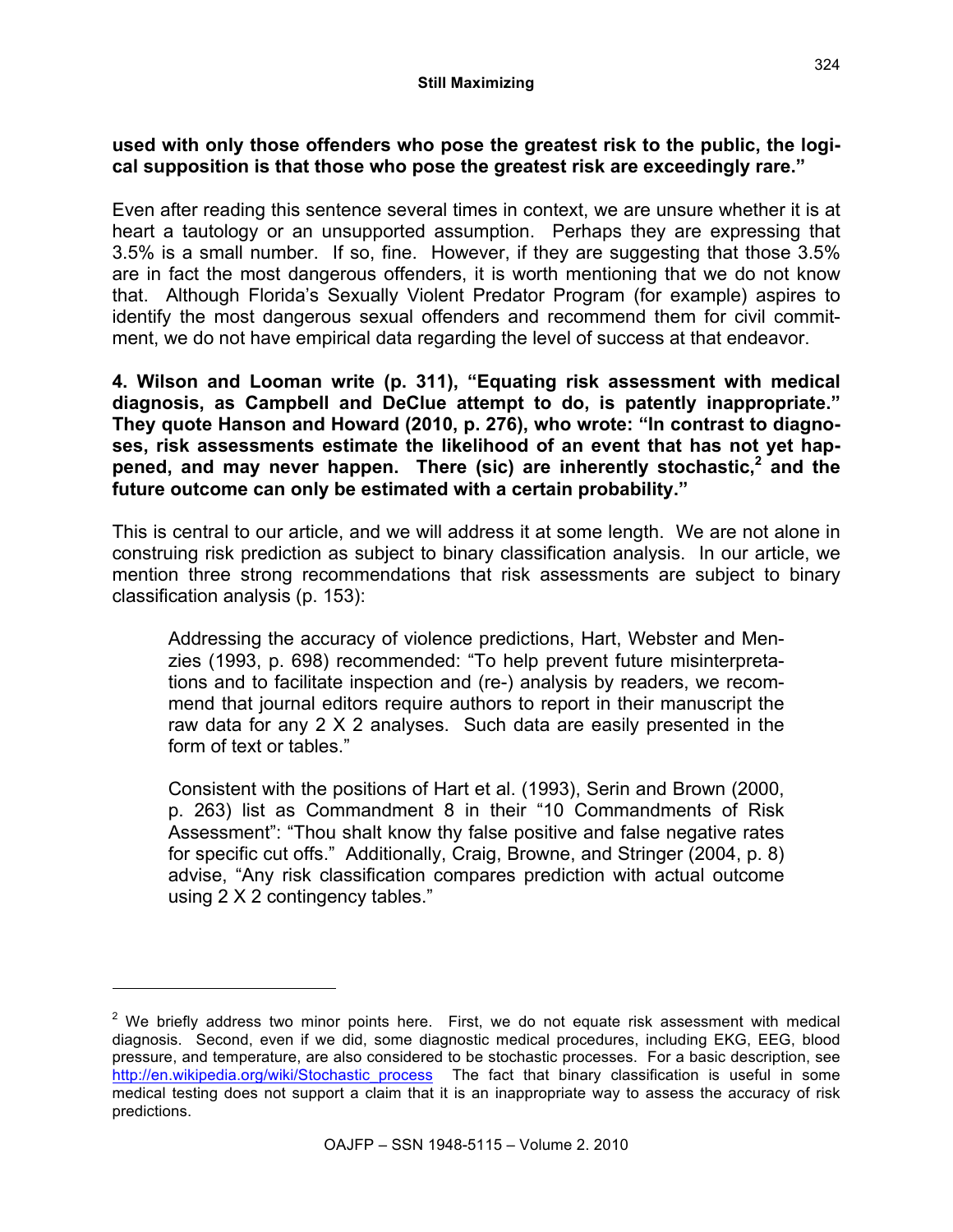**used with only those offenders who pose the greatest risk to the public, the logical supposition is that those who pose the greatest risk are exceedingly rare."**

Even after reading this sentence several times in context, we are unsure whether it is at heart a tautology or an unsupported assumption. Perhaps they are expressing that 3.5% is a small number. If so, fine. However, if they are suggesting that those 3.5% are in fact the most dangerous offenders, it is worth mentioning that we do not know that. Although Florida's Sexually Violent Predator Program (for example) aspires to identify the most dangerous sexual offenders and recommend them for civil commitment, we do not have empirical data regarding the level of success at that endeavor.

**4. Wilson and Looman write (p. 311), "Equating risk assessment with medical diagnosis, as Campbell and DeClue attempt to do, is patently inappropriate." They quote Hanson and Howard (2010, p. 276), who wrote: "In contrast to diagnoses, risk assessments estimate the likelihood of an event that has not yet happened, and may never happen. There (sic) are inherently stochastic,[2] and the future outcome can only be estimated with a certain probability."**

This is central to our article, and we will address it at some length. We are not alone in construing risk prediction as subject to binary classification analysis. In our article, we mention three strong recommendations that risk assessments are subject to binary classification analysis (p. 153):

> Addressing the accuracy of violence predictions, Hart, Webster and Menzies (1993, p. 698) recommended: "To help prevent future misinterpretations and to facilitate inspection and (re-) analysis by readers, we recommend that journal editors require authors to report in their manuscript the raw data for any 2 X 2 analyses. Such data are easily presented in the form of text or tables."
>
> Consistent with the positions of Hart et al. (1993), Serin and Brown (2000, p. 263) list as Commandment 8 in their "10 Commandments of Risk Assessment": "Thou shalt know thy false positive and false negative rates for specific cut offs." Additionally, Craig, Browne, and Stringer (2004, p. 8) advise, "Any risk classification compares prediction with actual outcome using 2 X 2 contingency tables."

---

[2] We briefly address two minor points here. First, we do not equate risk assessment with medical diagnosis. Second, even if we did, some diagnostic medical procedures, including EKG, EEG, blood pressure, and temperature, are also considered to be stochastic processes. For a basic description, see http://en.wikipedia.org/wiki/Stochastic_process The fact that binary classification is useful in some medical testing does not support a claim that it is an inappropriate way to assess the accuracy of risk predictions.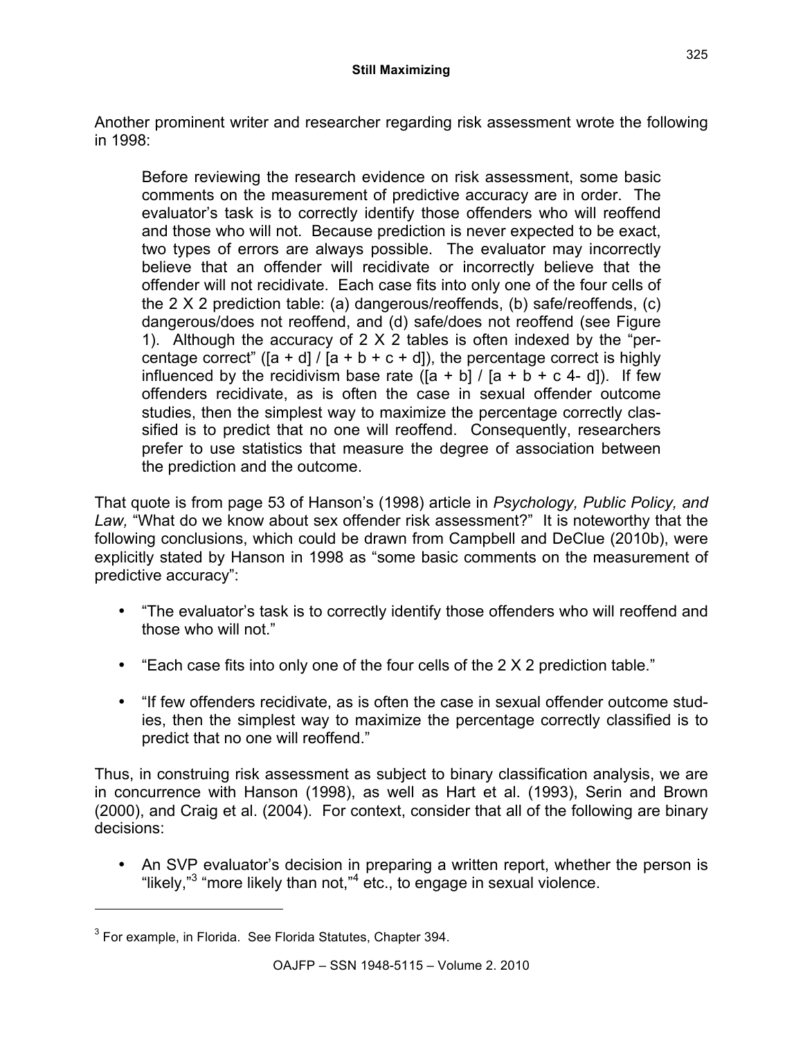Another prominent writer and researcher regarding risk assessment wrote the following in 1998:

> Before reviewing the research evidence on risk assessment, some basic comments on the measurement of predictive accuracy are in order. The evaluator's task is to correctly identify those offenders who will reoffend and those who will not. Because prediction is never expected to be exact, two types of errors are always possible. The evaluator may incorrectly believe that an offender will recidivate or incorrectly believe that the offender will not recidivate. Each case fits into only one of the four cells of the 2 X 2 prediction table: (a) dangerous/reoffends, (b) safe/reoffends, (c) dangerous/does not reoffend, and (d) safe/does not reoffend (see Figure 1). Although the accuracy of 2 X 2 tables is often indexed by the "percentage correct" ([a + d] / [a + b + c + d]), the percentage correct is highly influenced by the recidivism base rate ([a + b] / [a + b + c 4- d]). If few offenders recidivate, as is often the case in sexual offender outcome studies, then the simplest way to maximize the percentage correctly classified is to predict that no one will reoffend. Consequently, researchers prefer to use statistics that measure the degree of association between the prediction and the outcome.

That quote is from page 53 of Hanson's (1998) article in *Psychology, Public Policy, and Law,* "What do we know about sex offender risk assessment?" It is noteworthy that the following conclusions, which could be drawn from Campbell and DeClue (2010b), were explicitly stated by Hanson in 1998 as "some basic comments on the measurement of predictive accuracy":

- "The evaluator's task is to correctly identify those offenders who will reoffend and those who will not."
- "Each case fits into only one of the four cells of the 2 X 2 prediction table."
- "If few offenders recidivate, as is often the case in sexual offender outcome studies, then the simplest way to maximize the percentage correctly classified is to predict that no one will reoffend."

Thus, in construing risk assessment as subject to binary classification analysis, we are in concurrence with Hanson (1998), as well as Hart et al. (1993), Serin and Brown (2000), and Craig et al. (2004). For context, consider that all of the following are binary decisions:

- An SVP evaluator's decision in preparing a written report, whether the person is "likely,"[3] "more likely than not,"[4] etc., to engage in sexual violence.

---

[3] For example, in Florida. See Florida Statutes, Chapter 394.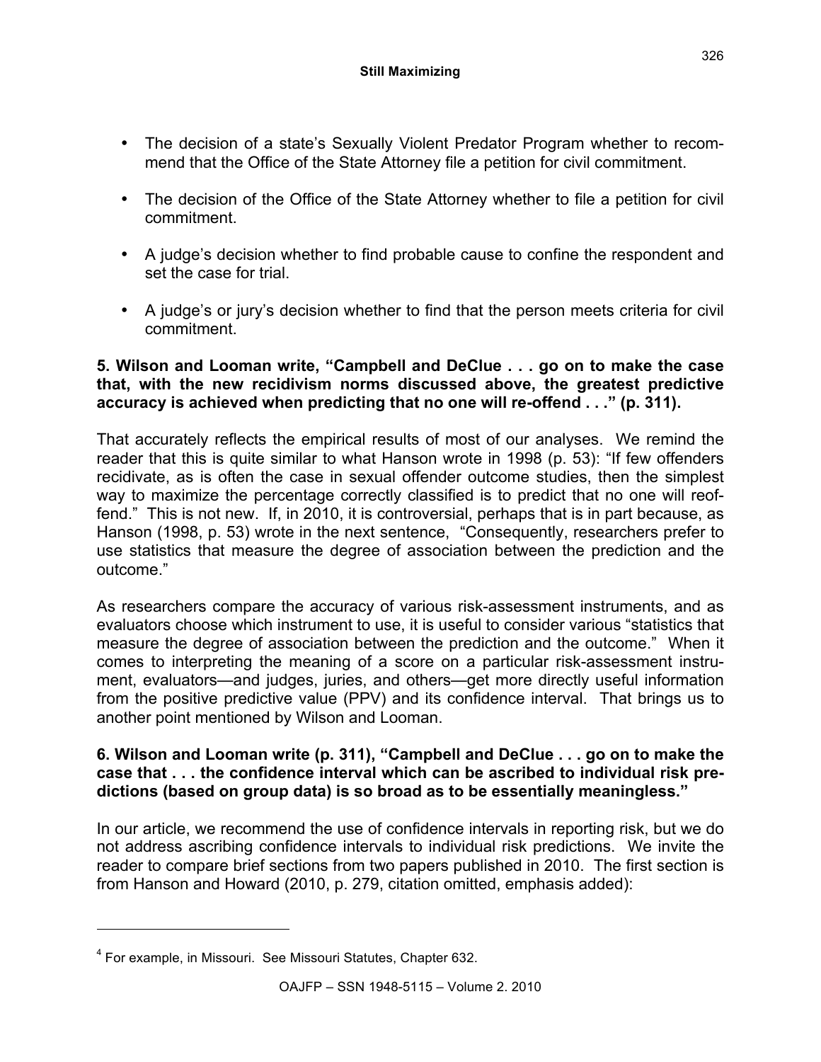- The decision of a state's Sexually Violent Predator Program whether to recommend that the Office of the State Attorney file a petition for civil commitment.

- The decision of the Office of the State Attorney whether to file a petition for civil commitment.

- A judge's decision whether to find probable cause to confine the respondent and set the case for trial.

- A judge's or jury's decision whether to find that the person meets criteria for civil commitment.

**5. Wilson and Looman write, "Campbell and DeClue . . . go on to make the case that, with the new recidivism norms discussed above, the greatest predictive accuracy is achieved when predicting that no one will re-offend . . ." (p. 311).**

That accurately reflects the empirical results of most of our analyses. We remind the reader that this is quite similar to what Hanson wrote in 1998 (p. 53): "If few offenders recidivate, as is often the case in sexual offender outcome studies, then the simplest way to maximize the percentage correctly classified is to predict that no one will reoffend." This is not new. If, in 2010, it is controversial, perhaps that is in part because, as Hanson (1998, p. 53) wrote in the next sentence, "Consequently, researchers prefer to use statistics that measure the degree of association between the prediction and the outcome."

As researchers compare the accuracy of various risk-assessment instruments, and as evaluators choose which instrument to use, it is useful to consider various "statistics that measure the degree of association between the prediction and the outcome." When it comes to interpreting the meaning of a score on a particular risk-assessment instrument, evaluators—and judges, juries, and others—get more directly useful information from the positive predictive value (PPV) and its confidence interval. That brings us to another point mentioned by Wilson and Looman.

**6. Wilson and Looman write (p. 311), "Campbell and DeClue . . . go on to make the case that . . . the confidence interval which can be ascribed to individual risk predictions (based on group data) is so broad as to be essentially meaningless."**

In our article, we recommend the use of confidence intervals in reporting risk, but we do not address ascribing confidence intervals to individual risk predictions. We invite the reader to compare brief sections from two papers published in 2010. The first section is from Hanson and Howard (2010, p. 279, citation omitted, emphasis added):

---

[4] For example, in Missouri. See Missouri Statutes, Chapter 632.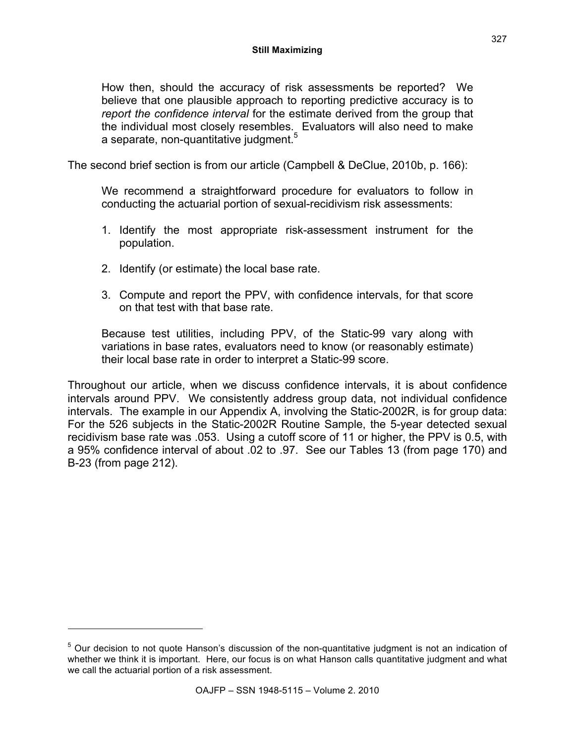> How then, should the accuracy of risk assessments be reported? We believe that one plausible approach to reporting predictive accuracy is to *report the confidence interval* for the estimate derived from the group that the individual most closely resembles. Evaluators will also need to make a separate, non-quantitative judgment.[5]

The second brief section is from our article (Campbell & DeClue, 2010b, p. 166):

> We recommend a straightforward procedure for evaluators to follow in conducting the actuarial portion of sexual-recidivism risk assessments:
>
> 1. Identify the most appropriate risk-assessment instrument for the population.
> 2. Identify (or estimate) the local base rate.
> 3. Compute and report the PPV, with confidence intervals, for that score on that test with that base rate.
>
> Because test utilities, including PPV, of the Static-99 vary along with variations in base rates, evaluators need to know (or reasonably estimate) their local base rate in order to interpret a Static-99 score.

Throughout our article, when we discuss confidence intervals, it is about confidence intervals around PPV. We consistently address group data, not individual confidence intervals. The example in our Appendix A, involving the Static-2002R, is for group data: For the 526 subjects in the Static-2002R Routine Sample, the 5-year detected sexual recidivism base rate was .053. Using a cutoff score of 11 or higher, the PPV is 0.5, with a 95% confidence interval of about .02 to .97. See our Tables 13 (from page 170) and B-23 (from page 212).

[5] Our decision to not quote Hanson's discussion of the non-quantitative judgment is not an indication of whether we think it is important. Here, our focus is on what Hanson calls quantitative judgment and what we call the actuarial portion of a risk assessment.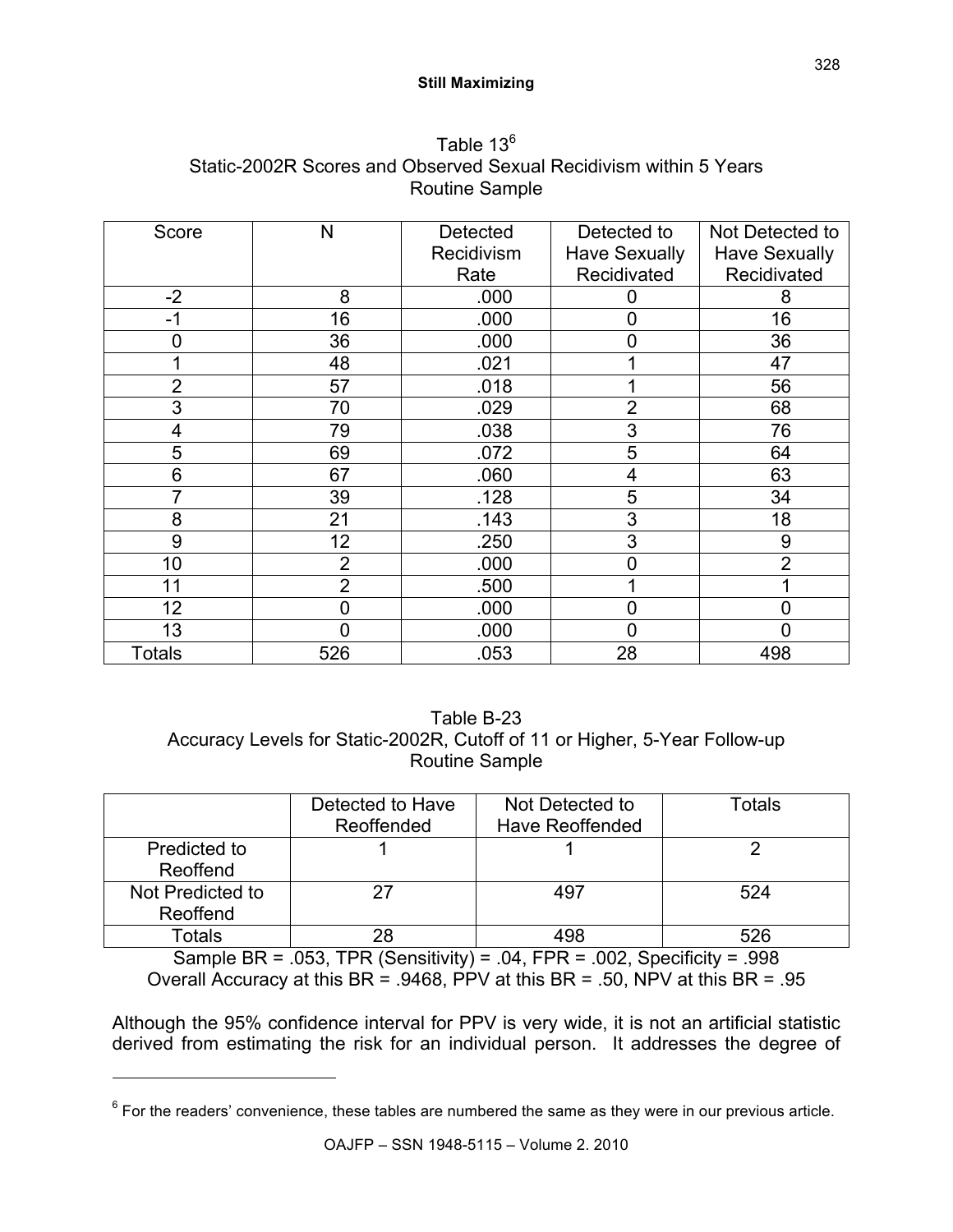Table 13[6]
Static-2002R Scores and Observed Sexual Recidivism within 5 Years
Routine Sample

| Score | N | Detected Recidivism Rate | Detected to Have Sexually Recidivated | Not Detected to Have Sexually Recidivated |
|---|---|---|---|---|
| -2 | 8 | .000 | 0 | 8 |
| -1 | 16 | .000 | 0 | 16 |
| 0 | 36 | .000 | 0 | 36 |
| 1 | 48 | .021 | 1 | 47 |
| 2 | 57 | .018 | 1 | 56 |
| 3 | 70 | .029 | 2 | 68 |
| 4 | 79 | .038 | 3 | 76 |
| 5 | 69 | .072 | 5 | 64 |
| 6 | 67 | .060 | 4 | 63 |
| 7 | 39 | .128 | 5 | 34 |
| 8 | 21 | .143 | 3 | 18 |
| 9 | 12 | .250 | 3 | 9 |
| 10 | 2 | .000 | 0 | 2 |
| 11 | 2 | .500 | 1 | 1 |
| 12 | 0 | .000 | 0 | 0 |
| 13 | 0 | .000 | 0 | 0 |
| Totals | 526 | .053 | 28 | 498 |

Table B-23
Accuracy Levels for Static-2002R, Cutoff of 11 or Higher, 5-Year Follow-up
Routine Sample

| | Detected to Have Reoffended | Not Detected to Have Reoffended | Totals |
|---|---|---|---|
| Predicted to Reoffend | 1 | 1 | 2 |
| Not Predicted to Reoffend | 27 | 497 | 524 |
| Totals | 28 | 498 | 526 |

Sample BR = .053, TPR (Sensitivity) = .04, FPR = .002, Specificity = .998
Overall Accuracy at this BR = .9468, PPV at this BR = .50, NPV at this BR = .95

Although the 95% confidence interval for PPV is very wide, it is not an artificial statistic derived from estimating the risk for an individual person. It addresses the degree of

[6] For the readers' convenience, these tables are numbered the same as they were in our previous article.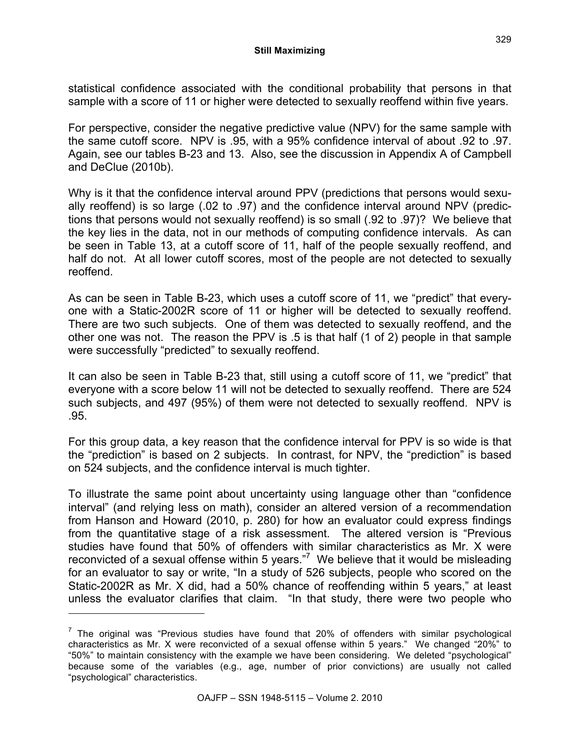statistical confidence associated with the conditional probability that persons in that sample with a score of 11 or higher were detected to sexually reoffend within five years.

For perspective, consider the negative predictive value (NPV) for the same sample with the same cutoff score. NPV is .95, with a 95% confidence interval of about .92 to .97. Again, see our tables B-23 and 13. Also, see the discussion in Appendix A of Campbell and DeClue (2010b).

Why is it that the confidence interval around PPV (predictions that persons would sexually reoffend) is so large (.02 to .97) and the confidence interval around NPV (predictions that persons would not sexually reoffend) is so small (.92 to .97)? We believe that the key lies in the data, not in our methods of computing confidence intervals. As can be seen in Table 13, at a cutoff score of 11, half of the people sexually reoffend, and half do not. At all lower cutoff scores, most of the people are not detected to sexually reoffend.

As can be seen in Table B-23, which uses a cutoff score of 11, we "predict" that everyone with a Static-2002R score of 11 or higher will be detected to sexually reoffend. There are two such subjects. One of them was detected to sexually reoffend, and the other one was not. The reason the PPV is .5 is that half (1 of 2) people in that sample were successfully "predicted" to sexually reoffend.

It can also be seen in Table B-23 that, still using a cutoff score of 11, we "predict" that everyone with a score below 11 will not be detected to sexually reoffend. There are 524 such subjects, and 497 (95%) of them were not detected to sexually reoffend. NPV is .95.

For this group data, a key reason that the confidence interval for PPV is so wide is that the "prediction" is based on 2 subjects. In contrast, for NPV, the "prediction" is based on 524 subjects, and the confidence interval is much tighter.

To illustrate the same point about uncertainty using language other than "confidence interval" (and relying less on math), consider an altered version of a recommendation from Hanson and Howard (2010, p. 280) for how an evaluator could express findings from the quantitative stage of a risk assessment. The altered version is "Previous studies have found that 50% of offenders with similar characteristics as Mr. X were reconvicted of a sexual offense within 5 years."[7] We believe that it would be misleading for an evaluator to say or write, "In a study of 526 subjects, people who scored on the Static-2002R as Mr. X did, had a 50% chance of reoffending within 5 years," at least unless the evaluator clarifies that claim. "In that study, there were two people who

---

[7] The original was "Previous studies have found that 20% of offenders with similar psychological characteristics as Mr. X were reconvicted of a sexual offense within 5 years." We changed "20%" to "50%" to maintain consistency with the example we have been considering. We deleted "psychological" because some of the variables (e.g., age, number of prior convictions) are usually not called "psychological" characteristics.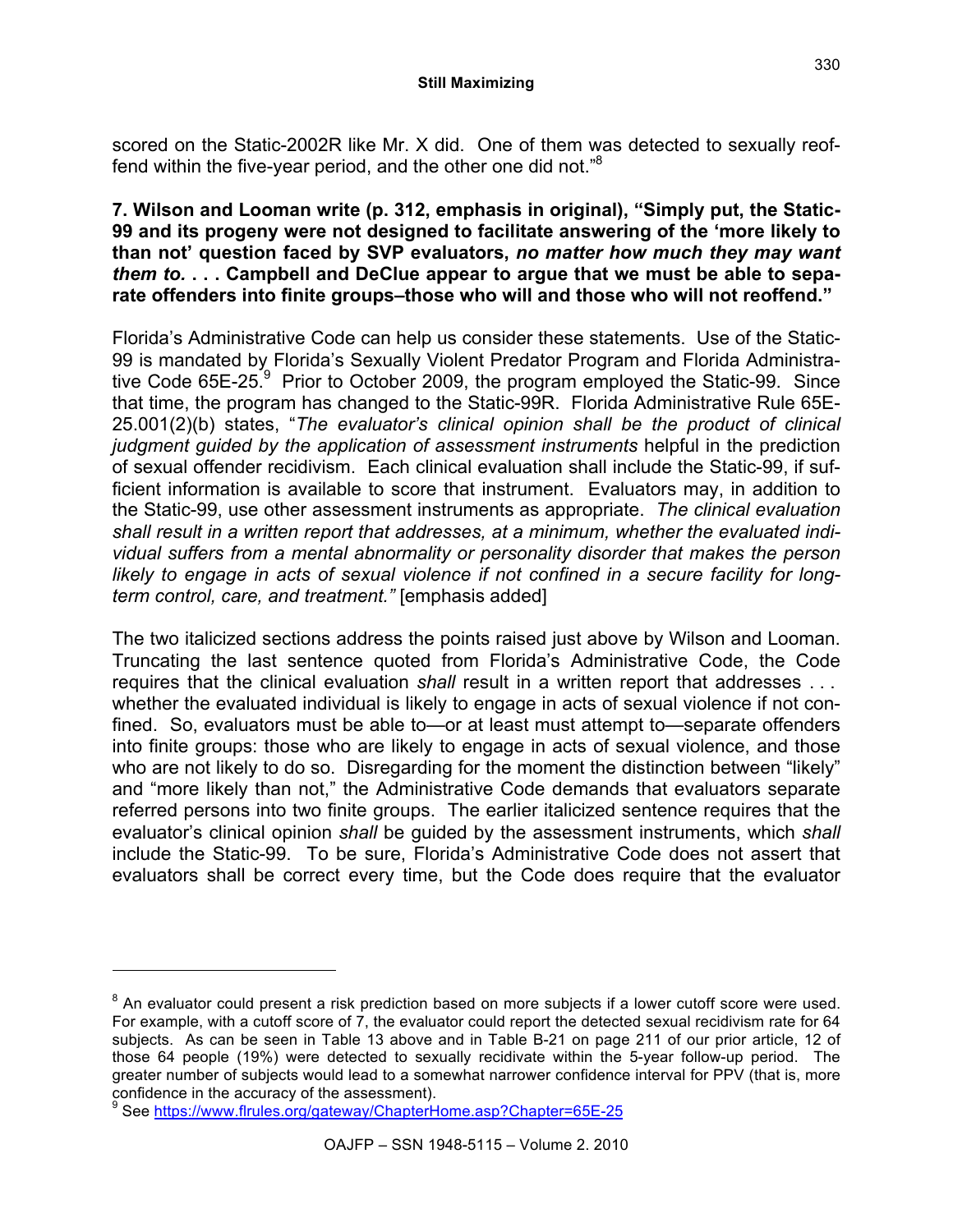scored on the Static-2002R like Mr. X did. One of them was detected to sexually reoffend within the five-year period, and the other one did not."[8]

**7. Wilson and Looman write (p. 312, emphasis in original), "Simply put, the Static-99 and its progeny were not designed to facilitate answering of the 'more likely to than not' question faced by SVP evaluators, *no matter how much they may want them to.* . . . Campbell and DeClue appear to argue that we must be able to separate offenders into finite groups–those who will and those who will not reoffend."**

Florida's Administrative Code can help us consider these statements. Use of the Static-99 is mandated by Florida's Sexually Violent Predator Program and Florida Administrative Code 65E-25.[9] Prior to October 2009, the program employed the Static-99. Since that time, the program has changed to the Static-99R. Florida Administrative Rule 65E-25.001(2)(b) states, "*The evaluator's clinical opinion shall be the product of clinical judgment guided by the application of assessment instruments* helpful in the prediction of sexual offender recidivism. Each clinical evaluation shall include the Static-99, if sufficient information is available to score that instrument. Evaluators may, in addition to the Static-99, use other assessment instruments as appropriate. *The clinical evaluation shall result in a written report that addresses, at a minimum, whether the evaluated individual suffers from a mental abnormality or personality disorder that makes the person likely to engage in acts of sexual violence if not confined in a secure facility for long-term control, care, and treatment."* [emphasis added]

The two italicized sections address the points raised just above by Wilson and Looman. Truncating the last sentence quoted from Florida's Administrative Code, the Code requires that the clinical evaluation *shall* result in a written report that addresses . . . whether the evaluated individual is likely to engage in acts of sexual violence if not confined. So, evaluators must be able to—or at least must attempt to—separate offenders into finite groups: those who are likely to engage in acts of sexual violence, and those who are not likely to do so. Disregarding for the moment the distinction between "likely" and "more likely than not," the Administrative Code demands that evaluators separate referred persons into two finite groups. The earlier italicized sentence requires that the evaluator's clinical opinion *shall* be guided by the assessment instruments, which *shall* include the Static-99. To be sure, Florida's Administrative Code does not assert that evaluators shall be correct every time, but the Code does require that the evaluator

---

[8] An evaluator could present a risk prediction based on more subjects if a lower cutoff score were used. For example, with a cutoff score of 7, the evaluator could report the detected sexual recidivism rate for 64 subjects. As can be seen in Table 13 above and in Table B-21 on page 211 of our prior article, 12 of those 64 people (19%) were detected to sexually recidivate within the 5-year follow-up period. The greater number of subjects would lead to a somewhat narrower confidence interval for PPV (that is, more confidence in the accuracy of the assessment).

[9] See https://www.flrules.org/gateway/ChapterHome.asp?Chapter=65E-25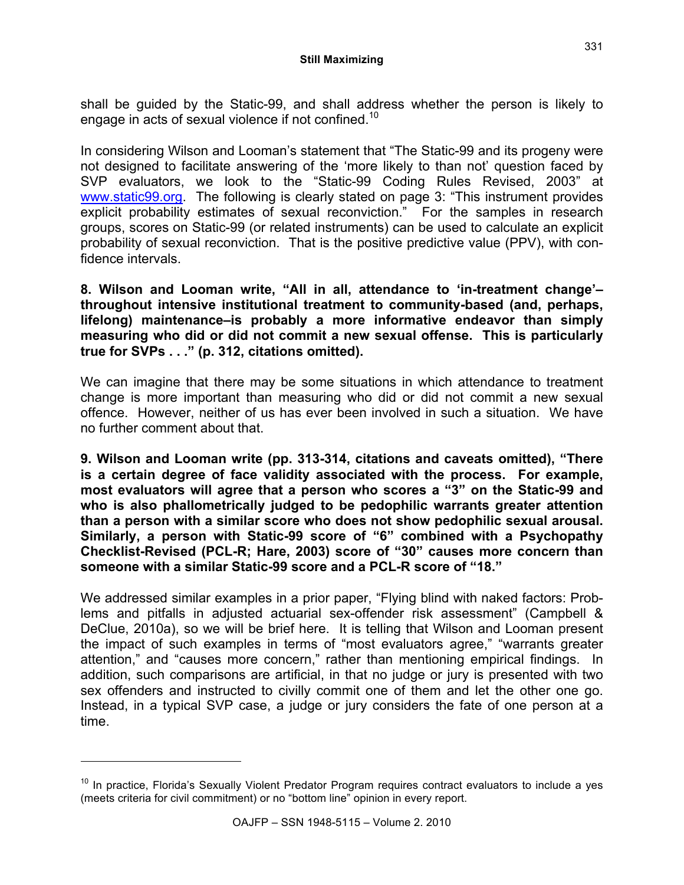shall be guided by the Static-99, and shall address whether the person is likely to engage in acts of sexual violence if not confined.[10]

In considering Wilson and Looman's statement that "The Static-99 and its progeny were not designed to facilitate answering of the 'more likely to than not' question faced by SVP evaluators, we look to the "Static-99 Coding Rules Revised, 2003" at www.static99.org. The following is clearly stated on page 3: "This instrument provides explicit probability estimates of sexual reconviction." For the samples in research groups, scores on Static-99 (or related instruments) can be used to calculate an explicit probability of sexual reconviction. That is the positive predictive value (PPV), with confidence intervals.

**8. Wilson and Looman write, "All in all, attendance to 'in-treatment change'–throughout intensive institutional treatment to community-based (and, perhaps, lifelong) maintenance–is probably a more informative endeavor than simply measuring who did or did not commit a new sexual offense. This is particularly true for SVPs . . ." (p. 312, citations omitted).**

We can imagine that there may be some situations in which attendance to treatment change is more important than measuring who did or did not commit a new sexual offence. However, neither of us has ever been involved in such a situation. We have no further comment about that.

**9. Wilson and Looman write (pp. 313-314, citations and caveats omitted), "There is a certain degree of face validity associated with the process. For example, most evaluators will agree that a person who scores a "3" on the Static-99 and who is also phallometrically judged to be pedophilic warrants greater attention than a person with a similar score who does not show pedophilic sexual arousal. Similarly, a person with Static-99 score of "6" combined with a Psychopathy Checklist-Revised (PCL-R; Hare, 2003) score of "30" causes more concern than someone with a similar Static-99 score and a PCL-R score of "18."**

We addressed similar examples in a prior paper, "Flying blind with naked factors: Problems and pitfalls in adjusted actuarial sex-offender risk assessment" (Campbell & DeClue, 2010a), so we will be brief here. It is telling that Wilson and Looman present the impact of such examples in terms of "most evaluators agree," "warrants greater attention," and "causes more concern," rather than mentioning empirical findings. In addition, such comparisons are artificial, in that no judge or jury is presented with two sex offenders and instructed to civilly commit one of them and let the other one go. Instead, in a typical SVP case, a judge or jury considers the fate of one person at a time.

[10] In practice, Florida's Sexually Violent Predator Program requires contract evaluators to include a yes (meets criteria for civil commitment) or no "bottom line" opinion in every report.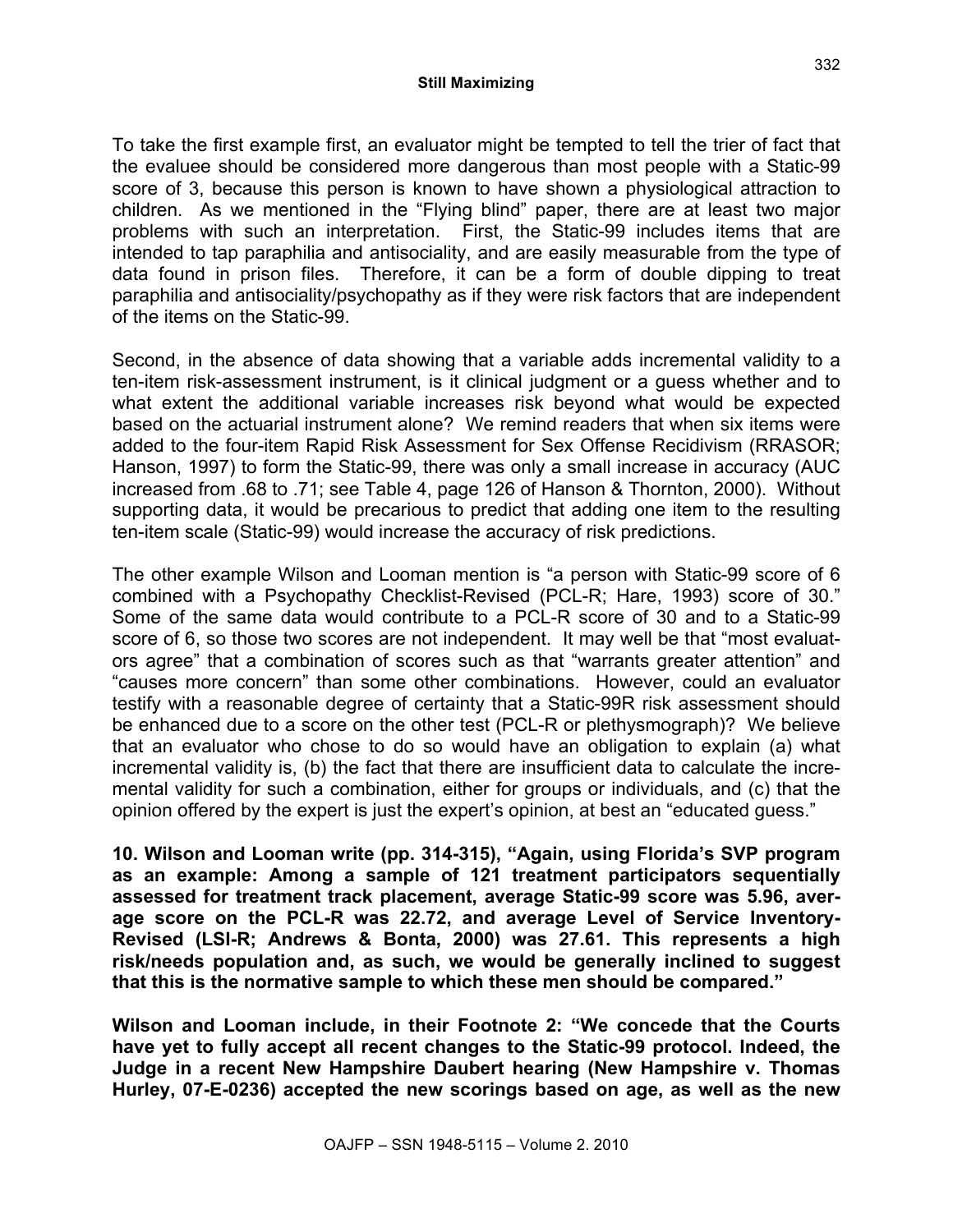To take the first example first, an evaluator might be tempted to tell the trier of fact that the evaluee should be considered more dangerous than most people with a Static-99 score of 3, because this person is known to have shown a physiological attraction to children. As we mentioned in the "Flying blind" paper, there are at least two major problems with such an interpretation. First, the Static-99 includes items that are intended to tap paraphilia and antisociality, and are easily measurable from the type of data found in prison files. Therefore, it can be a form of double dipping to treat paraphilia and antisociality/psychopathy as if they were risk factors that are independent of the items on the Static-99.

Second, in the absence of data showing that a variable adds incremental validity to a ten-item risk-assessment instrument, is it clinical judgment or a guess whether and to what extent the additional variable increases risk beyond what would be expected based on the actuarial instrument alone? We remind readers that when six items were added to the four-item Rapid Risk Assessment for Sex Offense Recidivism (RRASOR; Hanson, 1997) to form the Static-99, there was only a small increase in accuracy (AUC increased from .68 to .71; see Table 4, page 126 of Hanson & Thornton, 2000). Without supporting data, it would be precarious to predict that adding one item to the resulting ten-item scale (Static-99) would increase the accuracy of risk predictions.

The other example Wilson and Looman mention is "a person with Static-99 score of 6 combined with a Psychopathy Checklist-Revised (PCL-R; Hare, 1993) score of 30." Some of the same data would contribute to a PCL-R score of 30 and to a Static-99 score of 6, so those two scores are not independent. It may well be that "most evaluators agree" that a combination of scores such as that "warrants greater attention" and "causes more concern" than some other combinations. However, could an evaluator testify with a reasonable degree of certainty that a Static-99R risk assessment should be enhanced due to a score on the other test (PCL-R or plethysmograph)? We believe that an evaluator who chose to do so would have an obligation to explain (a) what incremental validity is, (b) the fact that there are insufficient data to calculate the incremental validity for such a combination, either for groups or individuals, and (c) that the opinion offered by the expert is just the expert's opinion, at best an "educated guess."

**10. Wilson and Looman write (pp. 314-315), "Again, using Florida's SVP program as an example: Among a sample of 121 treatment participators sequentially assessed for treatment track placement, average Static-99 score was 5.96, average score on the PCL-R was 22.72, and average Level of Service Inventory-Revised (LSI-R; Andrews & Bonta, 2000) was 27.61. This represents a high risk/needs population and, as such, we would be generally inclined to suggest that this is the normative sample to which these men should be compared."**

**Wilson and Looman include, in their Footnote 2: "We concede that the Courts have yet to fully accept all recent changes to the Static-99 protocol. Indeed, the Judge in a recent New Hampshire Daubert hearing (New Hampshire v. Thomas Hurley, 07-E-0236) accepted the new scorings based on age, as well as the new**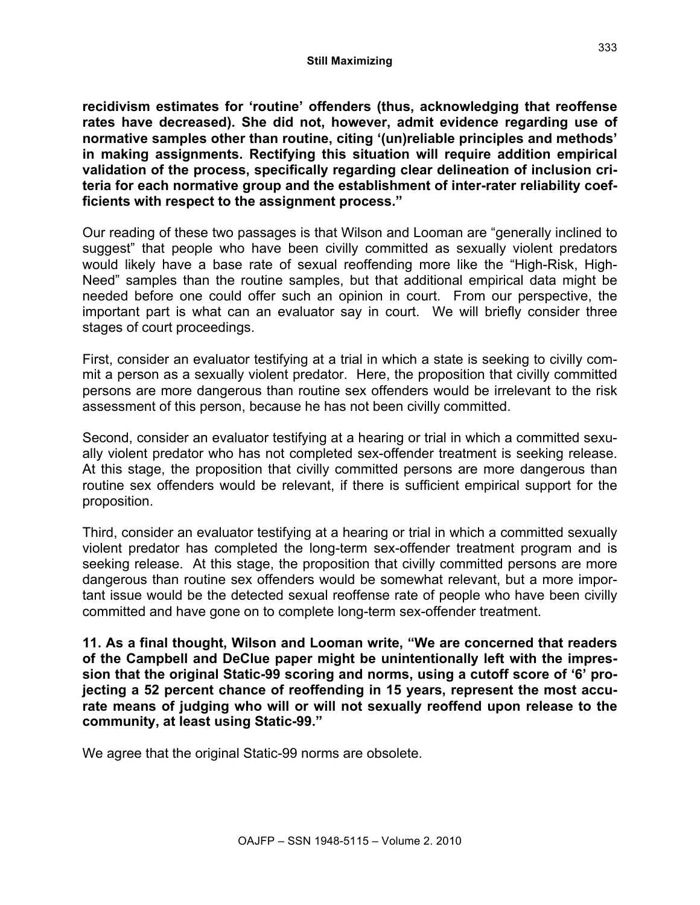**recidivism estimates for 'routine' offenders (thus, acknowledging that reoffense rates have decreased). She did not, however, admit evidence regarding use of normative samples other than routine, citing '(un)reliable principles and methods' in making assignments. Rectifying this situation will require addition empirical validation of the process, specifically regarding clear delineation of inclusion criteria for each normative group and the establishment of inter-rater reliability coefficients with respect to the assignment process."**

Our reading of these two passages is that Wilson and Looman are "generally inclined to suggest" that people who have been civilly committed as sexually violent predators would likely have a base rate of sexual reoffending more like the "High-Risk, High-Need" samples than the routine samples, but that additional empirical data might be needed before one could offer such an opinion in court. From our perspective, the important part is what can an evaluator say in court. We will briefly consider three stages of court proceedings.

First, consider an evaluator testifying at a trial in which a state is seeking to civilly commit a person as a sexually violent predator. Here, the proposition that civilly committed persons are more dangerous than routine sex offenders would be irrelevant to the risk assessment of this person, because he has not been civilly committed.

Second, consider an evaluator testifying at a hearing or trial in which a committed sexually violent predator who has not completed sex-offender treatment is seeking release. At this stage, the proposition that civilly committed persons are more dangerous than routine sex offenders would be relevant, if there is sufficient empirical support for the proposition.

Third, consider an evaluator testifying at a hearing or trial in which a committed sexually violent predator has completed the long-term sex-offender treatment program and is seeking release. At this stage, the proposition that civilly committed persons are more dangerous than routine sex offenders would be somewhat relevant, but a more important issue would be the detected sexual reoffense rate of people who have been civilly committed and have gone on to complete long-term sex-offender treatment.

**11. As a final thought, Wilson and Looman write, "We are concerned that readers of the Campbell and DeClue paper might be unintentionally left with the impression that the original Static-99 scoring and norms, using a cutoff score of '6' projecting a 52 percent chance of reoffending in 15 years, represent the most accurate means of judging who will or will not sexually reoffend upon release to the community, at least using Static-99."**

We agree that the original Static-99 norms are obsolete.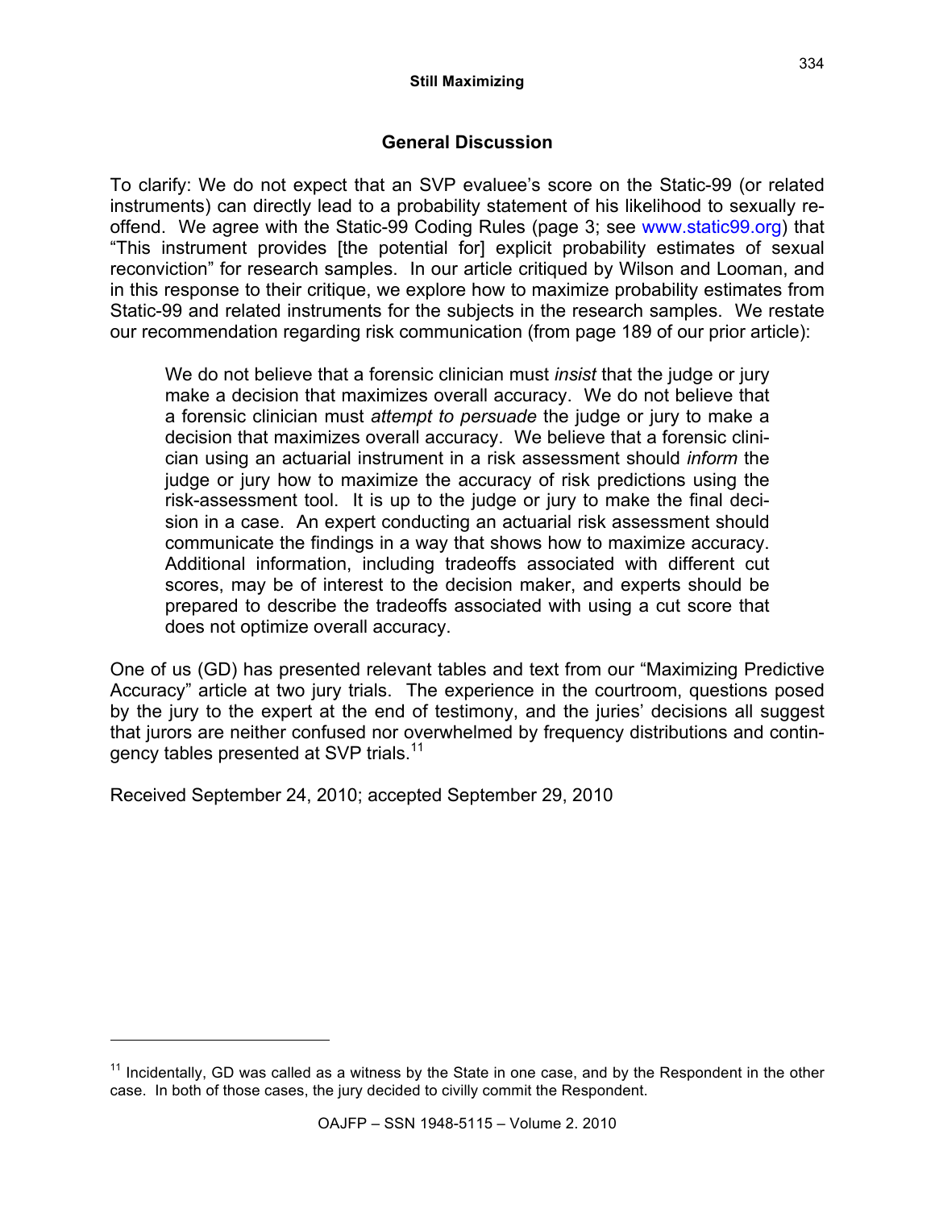## General Discussion

To clarify: We do not expect that an SVP evaluee's score on the Static-99 (or related instruments) can directly lead to a probability statement of his likelihood to sexually re-offend. We agree with the Static-99 Coding Rules (page 3; see www.static99.org) that "This instrument provides [the potential for] explicit probability estimates of sexual reconviction" for research samples. In our article critiqued by Wilson and Looman, and in this response to their critique, we explore how to maximize probability estimates from Static-99 and related instruments for the subjects in the research samples. We restate our recommendation regarding risk communication (from page 189 of our prior article):

> We do not believe that a forensic clinician must *insist* that the judge or jury make a decision that maximizes overall accuracy. We do not believe that a forensic clinician must *attempt to persuade* the judge or jury to make a decision that maximizes overall accuracy. We believe that a forensic clinician using an actuarial instrument in a risk assessment should *inform* the judge or jury how to maximize the accuracy of risk predictions using the risk-assessment tool. It is up to the judge or jury to make the final decision in a case. An expert conducting an actuarial risk assessment should communicate the findings in a way that shows how to maximize accuracy. Additional information, including tradeoffs associated with different cut scores, may be of interest to the decision maker, and experts should be prepared to describe the tradeoffs associated with using a cut score that does not optimize overall accuracy.

One of us (GD) has presented relevant tables and text from our "Maximizing Predictive Accuracy" article at two jury trials. The experience in the courtroom, questions posed by the jury to the expert at the end of testimony, and the juries' decisions all suggest that jurors are neither confused nor overwhelmed by frequency distributions and contingency tables presented at SVP trials.[11]

Received September 24, 2010; accepted September 29, 2010

---

[11] Incidentally, GD was called as a witness by the State in one case, and by the Respondent in the other case. In both of those cases, the jury decided to civilly commit the Respondent.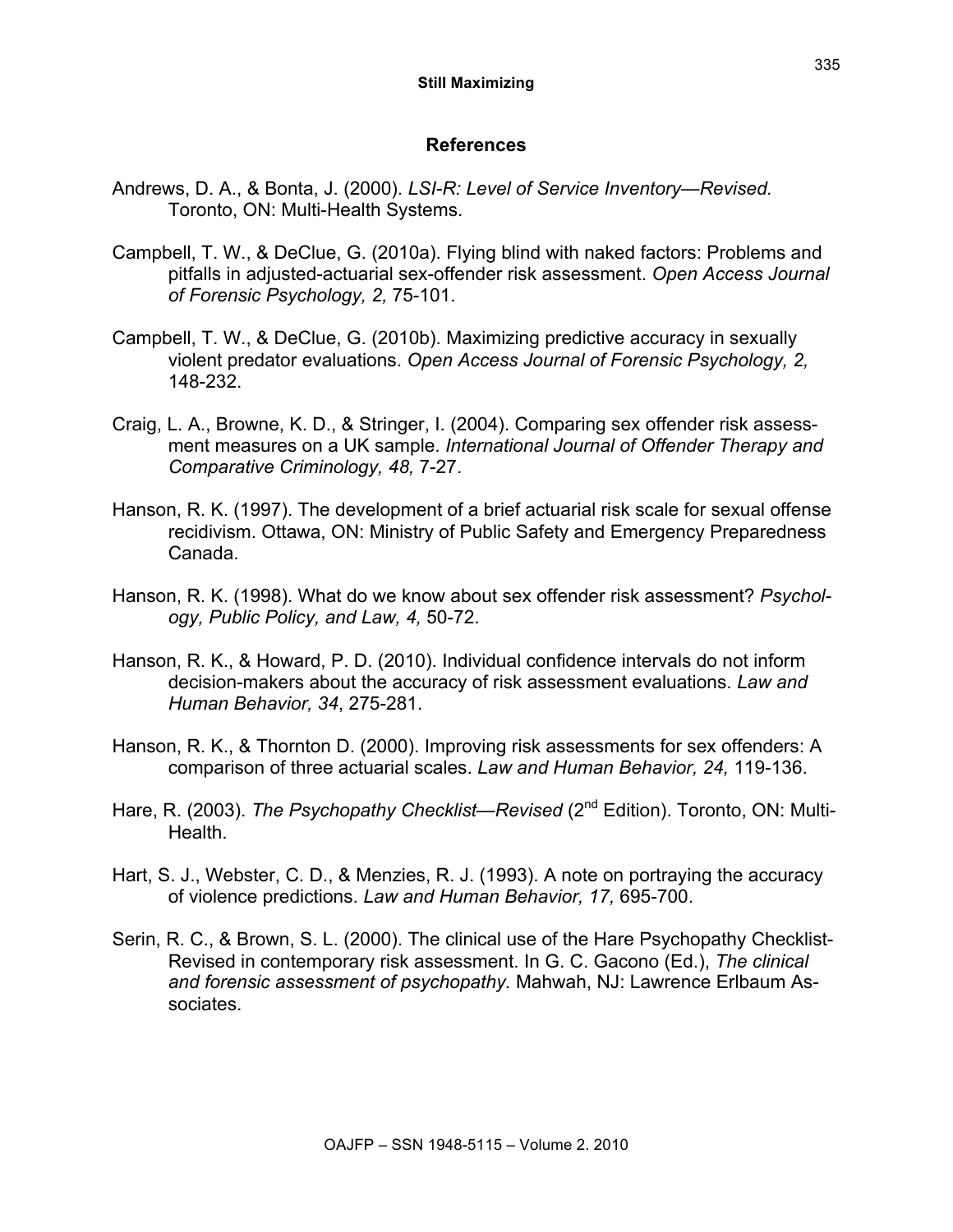## References

Andrews, D. A., & Bonta, J. (2000). *LSI-R: Level of Service Inventory—Revised.* Toronto, ON: Multi-Health Systems.

Campbell, T. W., & DeClue, G. (2010a). Flying blind with naked factors: Problems and pitfalls in adjusted-actuarial sex-offender risk assessment. *Open Access Journal of Forensic Psychology, 2,* 75-101.

Campbell, T. W., & DeClue, G. (2010b). Maximizing predictive accuracy in sexually violent predator evaluations. *Open Access Journal of Forensic Psychology, 2,* 148-232.

Craig, L. A., Browne, K. D., & Stringer, I. (2004). Comparing sex offender risk assessment measures on a UK sample. *International Journal of Offender Therapy and Comparative Criminology, 48,* 7-27.

Hanson, R. K. (1997). The development of a brief actuarial risk scale for sexual offense recidivism. Ottawa, ON: Ministry of Public Safety and Emergency Preparedness Canada.

Hanson, R. K. (1998). What do we know about sex offender risk assessment? *Psychology, Public Policy, and Law, 4,* 50-72.

Hanson, R. K., & Howard, P. D. (2010). Individual confidence intervals do not inform decision-makers about the accuracy of risk assessment evaluations. *Law and Human Behavior, 34*, 275-281.

Hanson, R. K., & Thornton D. (2000). Improving risk assessments for sex offenders: A comparison of three actuarial scales. *Law and Human Behavior, 24,* 119-136.

Hare, R. (2003). *The Psychopathy Checklist—Revised* (2nd Edition). Toronto, ON: Multi-Health.

Hart, S. J., Webster, C. D., & Menzies, R. J. (1993). A note on portraying the accuracy of violence predictions. *Law and Human Behavior, 17,* 695-700.

Serin, R. C., & Brown, S. L. (2000). The clinical use of the Hare Psychopathy Checklist-Revised in contemporary risk assessment. In G. C. Gacono (Ed.), *The clinical and forensic assessment of psychopathy.* Mahwah, NJ: Lawrence Erlbaum Associates.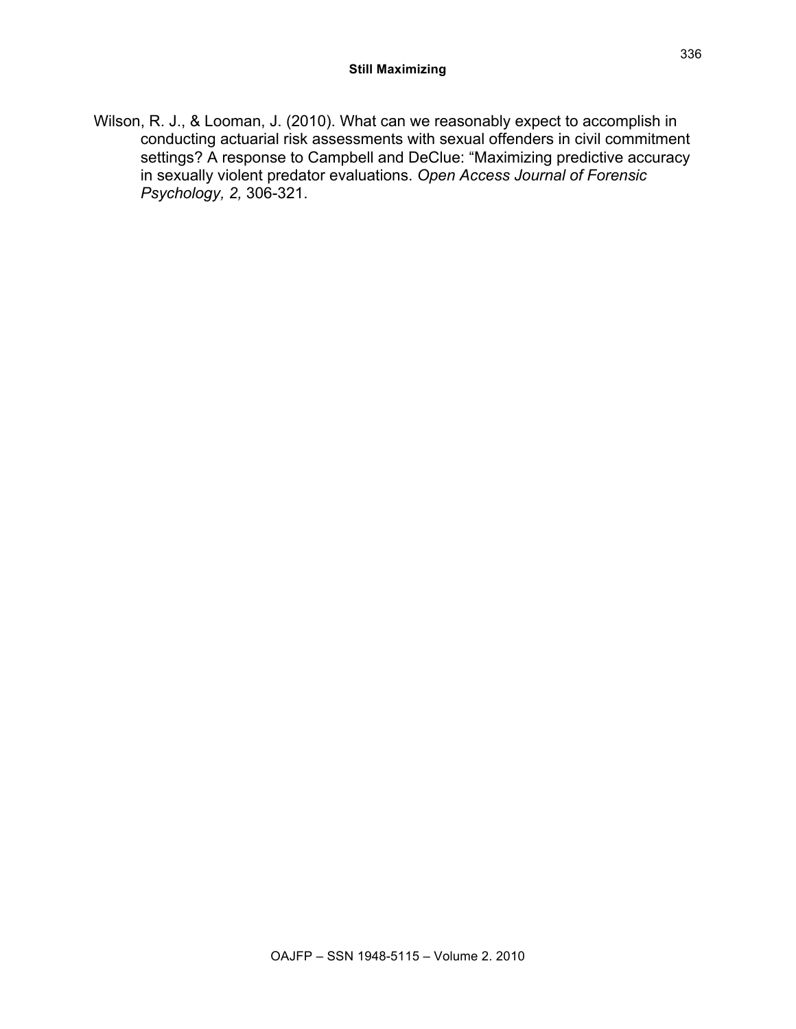Wilson, R. J., & Looman, J. (2010). What can we reasonably expect to accomplish in conducting actuarial risk assessments with sexual offenders in civil commitment settings? A response to Campbell and DeClue: "Maximizing predictive accuracy in sexually violent predator evaluations. *Open Access Journal of Forensic Psychology, 2,* 306-321.